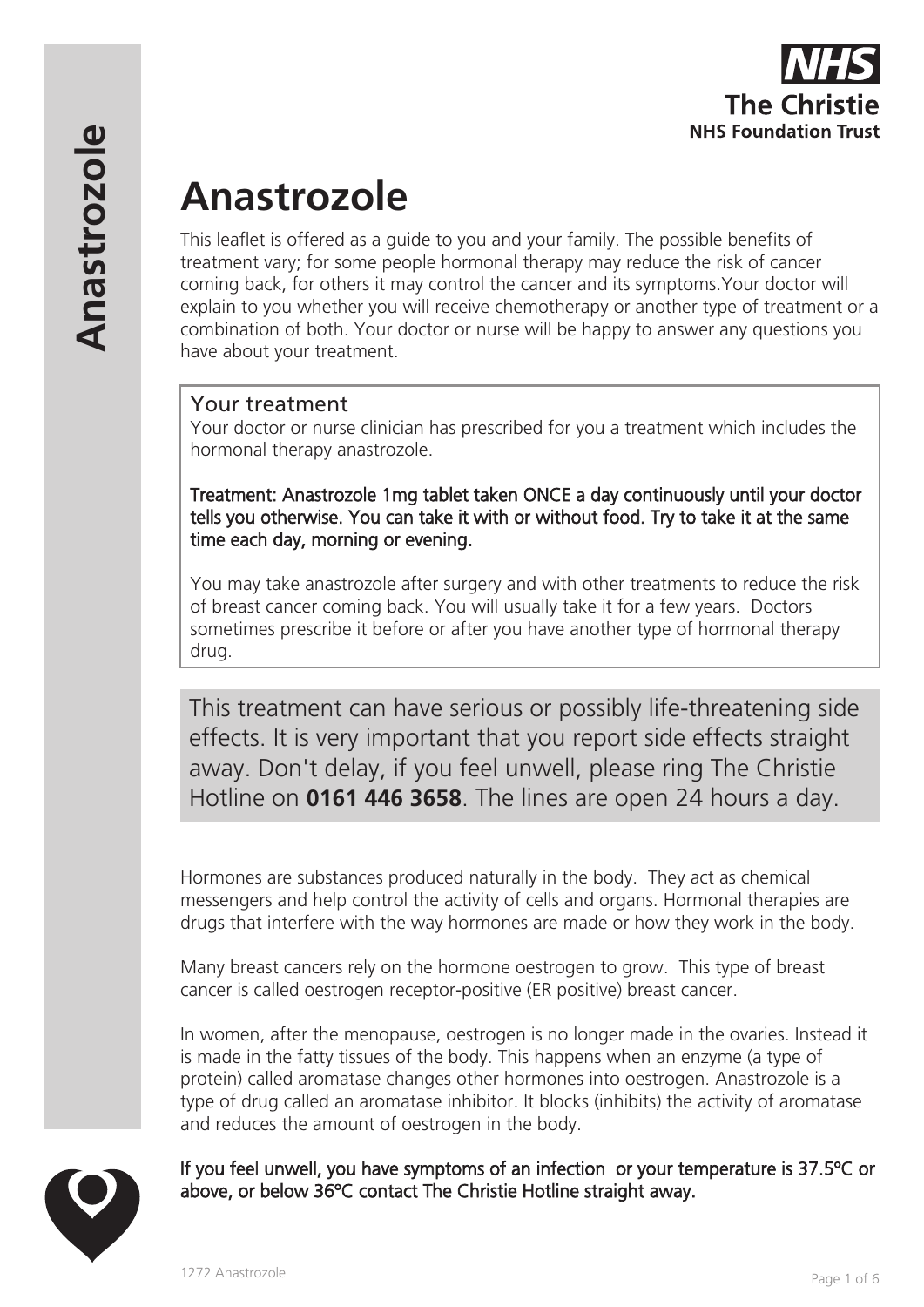# Anastrozole

This leaflet is offered as a guide to you and your family. The possible benefits of treatment vary; for some people hormonal therapy may reduce the risk of cancer coming back, for others it may control the cancer and its symptoms.Your doctor will explain to you whether you will receive chemotherapy or another type of treatment or a combination of both. Your doctor or nurse will be happy to answer any questions you have about your treatment.

## Your treatment

Your doctor or nurse clinician has prescribed for you a treatment which includes the hormonal therapy anastrozole.

**Treatment: Anastrozole 1mg tablet taken ONCE a day continuously until your doctor tells you otherwise. You can take it with or without food. Try to take it at the same time each day, morning or evening.**

You may take anastrozole after surgery and with other treatments to reduce the risk of breast cancer coming back. You will usually take it for a few years. Doctors sometimes prescribe it before or after you have another type of hormonal therapy drug.

This treatment can have serious or possibly life-threatening side effects. It is very important that you report side effects straight away. Don't delay, if you feel unwell, please ring The Christie Hotline on **0161 446 3658**. The lines are open 24 hours a day.

Hormones are substances produced naturally in the body. They act as chemical messengers and help control the activity of cells and organs. Hormonal therapies are drugs that interfere with the way hormones are made or how they work in the body.

Many breast cancers rely on the hormone oestrogen to grow. This type of breast cancer is called oestrogen receptor-positive (ER positive) breast cancer.

In women, after the menopause, oestrogen is no longer made in the ovaries. Instead it is made in the fatty tissues of the body. This happens when an enzyme (a type of protein) called aromatase changes other hormones into oestrogen. Anastrozole is a type of drug called an aromatase inhibitor. It blocks (inhibits) the activity of aromatase and reduces the amount of oestrogen in the body.

**If you feel unwell, you have symptoms of an infection or your temperature is 37.5°C or above, or below 36°C contact The Christie Hotline straight away.**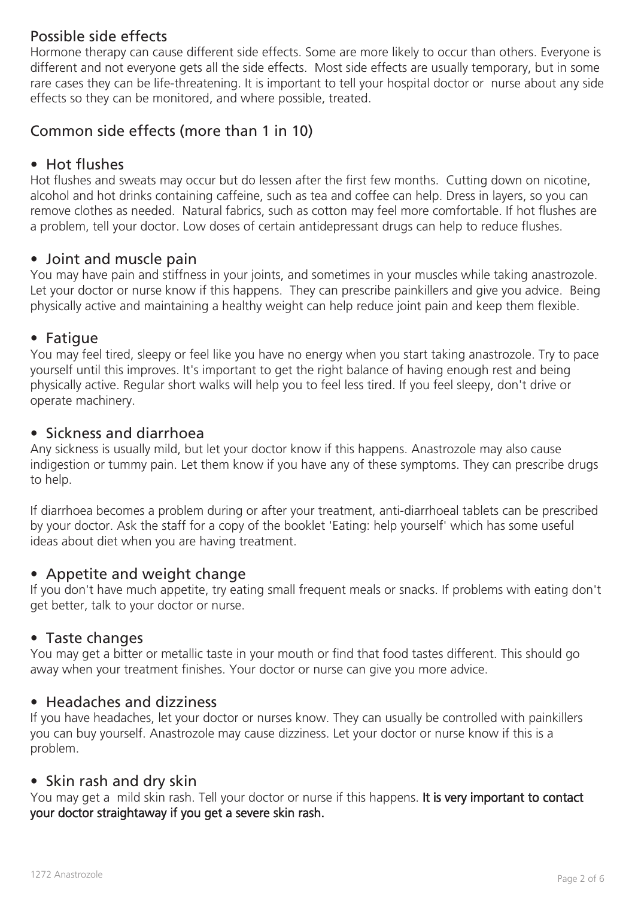## Possible side effects

Hormone therapy can cause different side effects. Some are more likely to occur than others. Everyone is different and not everyone gets all the side effects. Most side effects are usually temporary, but in some rare cases they can be life-threatening. It is important to tell your hospital doctor or nurse about any side effects so they can be monitored, and where possible, treated.

## Common side effects (more than 1 in 10)

### • Hot flushes

Hot flushes and sweats may occur but do lessen after the first few months. Cutting down on nicotine, alcohol and hot drinks containing caffeine, such as tea and coffee can help. Dress in layers, so you can remove clothes as needed. Natural fabrics, such as cotton may feel more comfortable. If hot flushes are a problem, tell your doctor. Low doses of certain antidepressant drugs can help to reduce flushes.

### • Joint and muscle pain

You may have pain and stiffness in your joints, and sometimes in your muscles while taking anastrozole. Let your doctor or nurse know if this happens. They can prescribe painkillers and give you advice. Being physically active and maintaining a healthy weight can help reduce joint pain and keep them flexible.

### • Fatigue

You may feel tired, sleepy or feel like you have no energy when you start taking anastrozole. Try to pace yourself until this improves. It's important to get the right balance of having enough rest and being physically active. Regular short walks will help you to feel less tired. If you feel sleepy, don't drive or operate machinery.

### • Sickness and diarrhoea

Any sickness is usually mild, but let your doctor know if this happens. Anastrozole may also cause indigestion or tummy pain. Let them know if you have any of these symptoms. They can prescribe drugs to help.

If diarrhoea becomes a problem during or after your treatment, anti-diarrhoeal tablets can be prescribed by your doctor. Ask the staff for a copy of the booklet 'Eating: help yourself' which has some useful ideas about diet when you are having treatment.

### • Appetite and weight change

If you don't have much appetite, try eating small frequent meals or snacks. If problems with eating don't get better, talk to your doctor or nurse.

### • Taste changes

You may get a bitter or metallic taste in your mouth or find that food tastes different. This should go away when your treatment finishes. Your doctor or nurse can give you more advice.

### • Headaches and dizziness

If you have headaches, let your doctor or nurses know. They can usually be controlled with painkillers you can buy yourself. Anastrozole may cause dizziness. Let your doctor or nurse know if this is a problem.

### • Skin rash and dry skin

You may get a mild skin rash. Tell your doctor or nurse if this happens. **It is very important to contact your doctor straightaway if you get a severe skin rash.**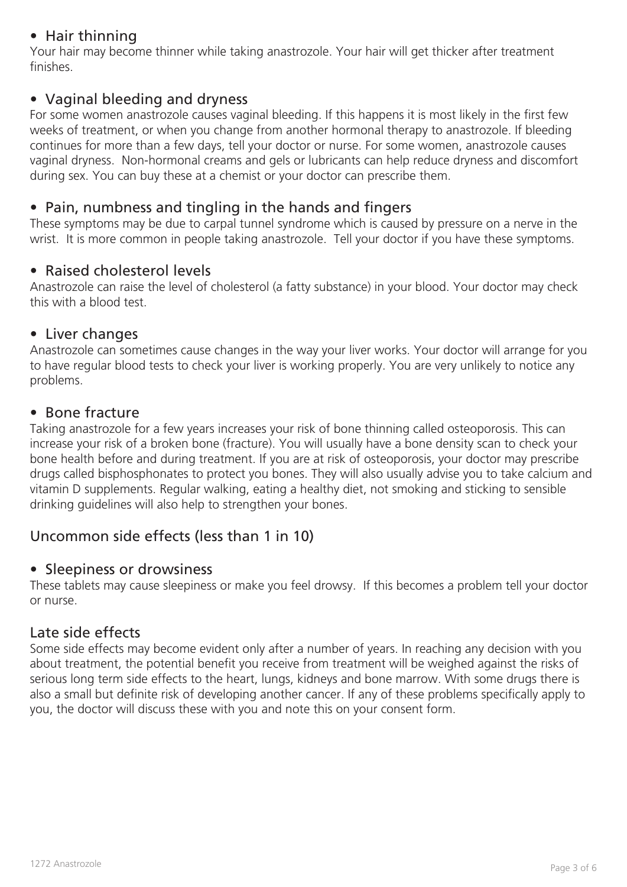- **Hair thinning**

Your hair may become thinner while taking anastrozole. Your hair will get thicker after treatment finishes.

- **Vaginal bleeding and dryness**

For some women anastrozole causes vaginal bleeding. If this happens it is most likely in the first few weeks of treatment, or when you change from another hormonal therapy to anastrozole. If bleeding continues for more than a few days, tell your doctor or nurse. For some women, anastrozole causes vaginal dryness. Non-hormonal creams and gels or lubricants can help reduce dryness and discomfort during sex. You can buy these at a chemist or your doctor can prescribe them.

- **Pain, numbness and tingling in the hands and fingers**

These symptoms may be due to carpal tunnel syndrome which is caused by pressure on a nerve in the wrist. It is more common in people taking anastrozole. Tell your doctor if you have these symptoms.

- **Raised cholesterol levels**

Anastrozole can raise the level of cholesterol (a fatty substance) in your blood. Your doctor may check this with a blood test.

- **Liver changes**

Anastrozole can sometimes cause changes in the way your liver works. Your doctor will arrange for you to have regular blood tests to check your liver is working properly. You are very unlikely to notice any problems.

- **Bone fracture**

Taking anastrozole for a few years increases your risk of bone thinning called osteoporosis. This can increase your risk of a broken bone (fracture). You will usually have a bone density scan to check your bone health before and during treatment. If you are at risk of osteoporosis, your doctor may prescribe drugs called bisphosphonates to protect you bones. They will also usually advise you to take calcium and vitamin D supplements. Regular walking, eating a healthy diet, not smoking and sticking to sensible drinking guidelines will also help to strengthen your bones.

## Uncommon side effects (less than 1 in 10)

- **Sleepiness or drowsiness**

These tablets may cause sleepiness or make you feel drowsy. If this becomes a problem tell your doctor or nurse.

## Late side effects

Some side effects may become evident only after a number of years. In reaching any decision with you about treatment, the potential benefit you receive from treatment will be weighed against the risks of serious long term side effects to the heart, lungs, kidneys and bone marrow. With some drugs there is also a small but definite risk of developing another cancer. If any of these problems specifically apply to you, the doctor will discuss these with you and note this on your consent form.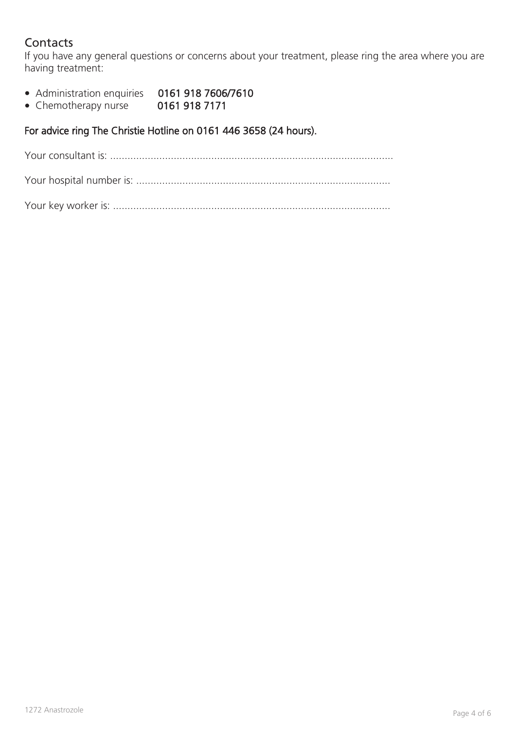## Contacts

If you have any general questions or concerns about your treatment, please ring the area where you are having treatment:

- Administration enquiries **0161 918 7606/7610**
- Chemotherapy nurse **0161 918 7171**

**For advice ring The Christie Hotline on 0161 446 3658 (24 hours).**

Your consultant is: .....................................................................................................

Your hospital number is: ...........................................................................................

Your key worker is: ....................................................................................................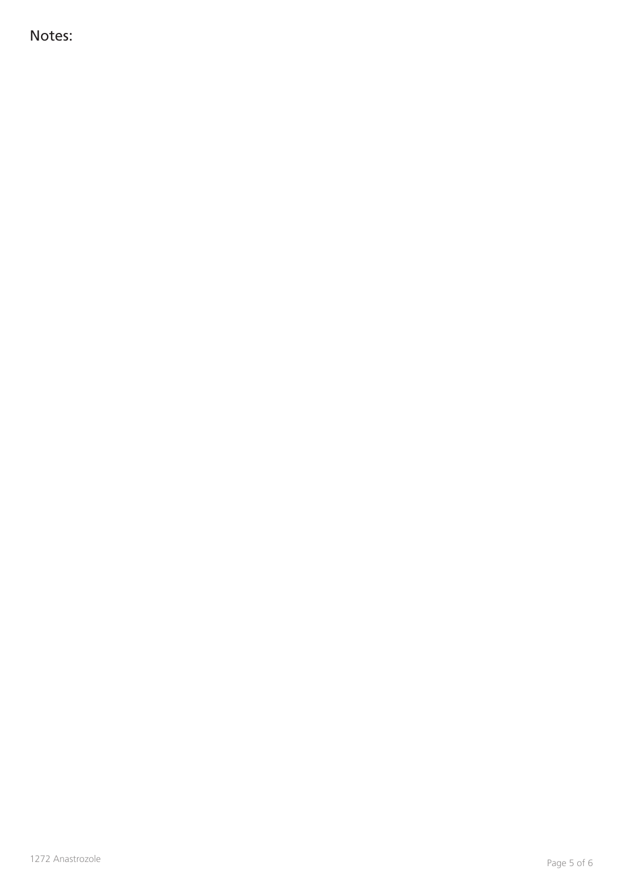Notes: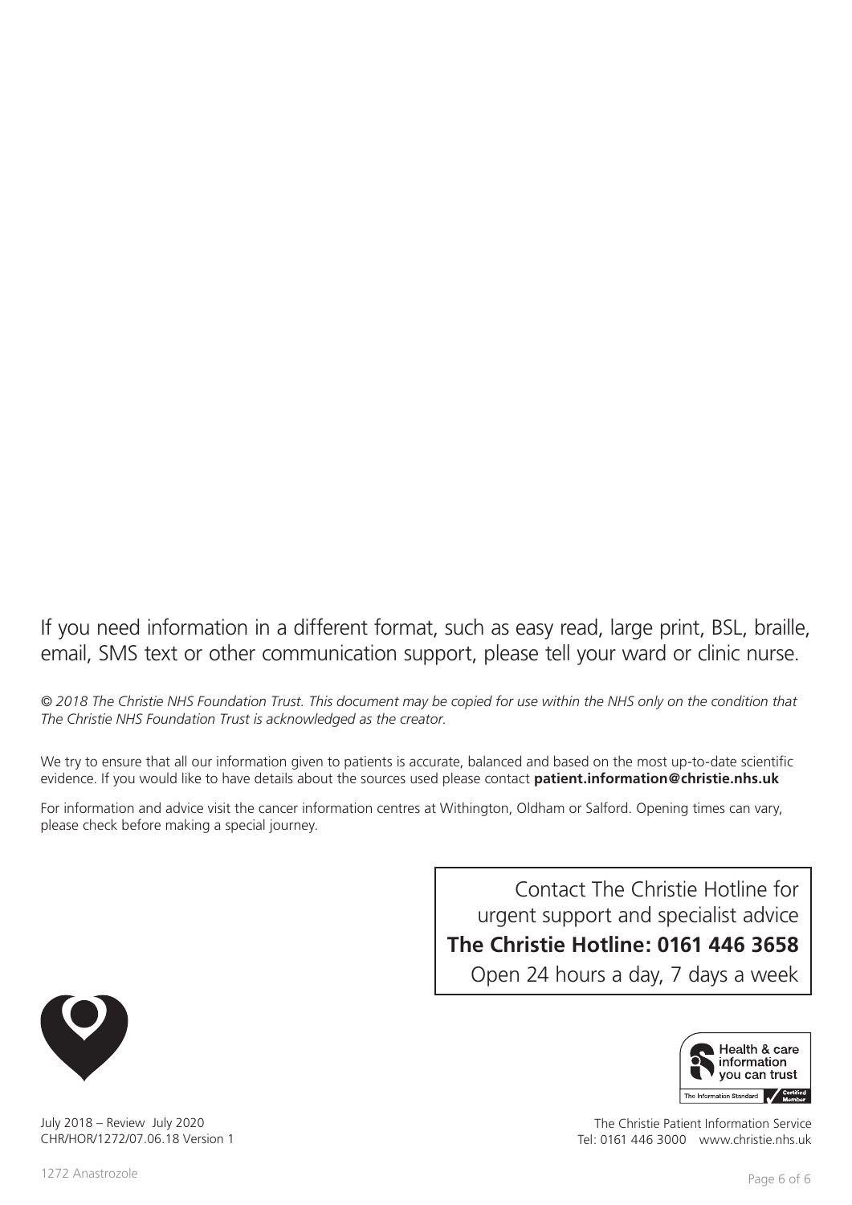If you need information in a different format, such as easy read, large print, BSL, braille, email, SMS text or other communication support, please tell your ward or clinic nurse.

*© 2018 The Christie NHS Foundation Trust. This document may be copied for use within the NHS only on the condition that The Christie NHS Foundation Trust is acknowledged as the creator.*

We try to ensure that all our information given to patients is accurate, balanced and based on the most up-to-date scientific evidence. If you would like to have details about the sources used please contact **patient.information@christie.nhs.uk**

For information and advice visit the cancer information centres at Withington, Oldham or Salford. Opening times can vary, please check before making a special journey.

Contact The Christie Hotline for urgent support and specialist advice

**The Christie Hotline: 0161 446 3658**

Open 24 hours a day, 7 days a week

July 2018 – Review July 2020
CHR/HOR/1272/07.06.18 Version 1

The Christie Patient Information Service
Tel: 0161 446 3000 www.christie.nhs.uk

1272 Anastrozole